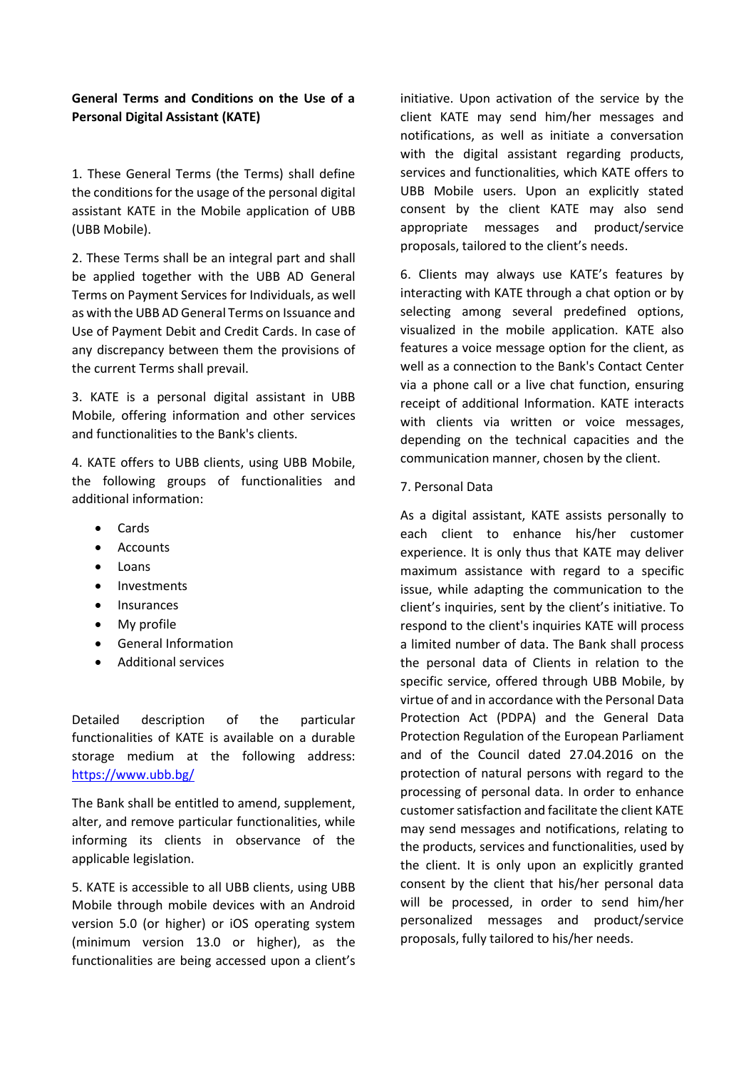**General Terms and Conditions on the Use of a Personal Digital Assistant (KATE)**

1. These General Terms (the Terms) shall define the conditions for the usage of the personal digital assistant KATE in the Mobile application of UBB (UBB Mobile).

2. These Terms shall be an integral part and shall be applied together with the UBB AD General Terms on Payment Services for Individuals, as well as with the UBB AD General Terms on Issuance and Use of Payment Debit and Credit Cards. In case of any discrepancy between them the provisions of the current Terms shall prevail.

3. KATE is a personal digital assistant in UBB Mobile, offering information and other services and functionalities to the Bank's clients.

4. KATE offers to UBB clients, using UBB Mobile, the following groups of functionalities and additional information:

- Cards
- Accounts
- Loans
- Investments
- Insurances
- My profile
- General Information
- Additional services

Detailed description of the particular functionalities of KATE is available on a durable storage medium at the following address: [https://www.ubb.bg/](https://www.ubb.bg/)

The Bank shall be entitled to amend, supplement, alter, and remove particular functionalities, while informing its clients in observance of the applicable legislation.

5. KATE is accessible to all UBB clients, using UBB Mobile through mobile devices with an Android version 5.0 (or higher) or iOS operating system (minimum version 13.0 or higher), as the functionalities are being accessed upon a client's initiative. Upon activation of the service by the client KATE may send him/her messages and notifications, as well as initiate a conversation with the digital assistant regarding products, services and functionalities, which KATE offers to UBB Mobile users. Upon an explicitly stated consent by the client KATE may also send appropriate messages and product/service proposals, tailored to the client's needs.

6. Clients may always use KATE's features by interacting with KATE through a chat option or by selecting among several predefined options, visualized in the mobile application. KATE also features a voice message option for the client, as well as a connection to the Bank's Contact Center via a phone call or a live chat function, ensuring receipt of additional Information. KATE interacts with clients via written or voice messages, depending on the technical capacities and the communication manner, chosen by the client.

7. Personal Data

As a digital assistant, KATE assists personally to each client to enhance his/her customer experience. It is only thus that KATE may deliver maximum assistance with regard to a specific issue, while adapting the communication to the client's inquiries, sent by the client's initiative. To respond to the client's inquiries KATE will process a limited number of data. The Bank shall process the personal data of Clients in relation to the specific service, offered through UBB Mobile, by virtue of and in accordance with the Personal Data Protection Act (PDPA) and the General Data Protection Regulation of the European Parliament and of the Council dated 27.04.2016 on the protection of natural persons with regard to the processing of personal data. In order to enhance customer satisfaction and facilitate the client KATE may send messages and notifications, relating to the products, services and functionalities, used by the client. It is only upon an explicitly granted consent by the client that his/her personal data will be processed, in order to send him/her personalized messages and product/service proposals, fully tailored to his/her needs.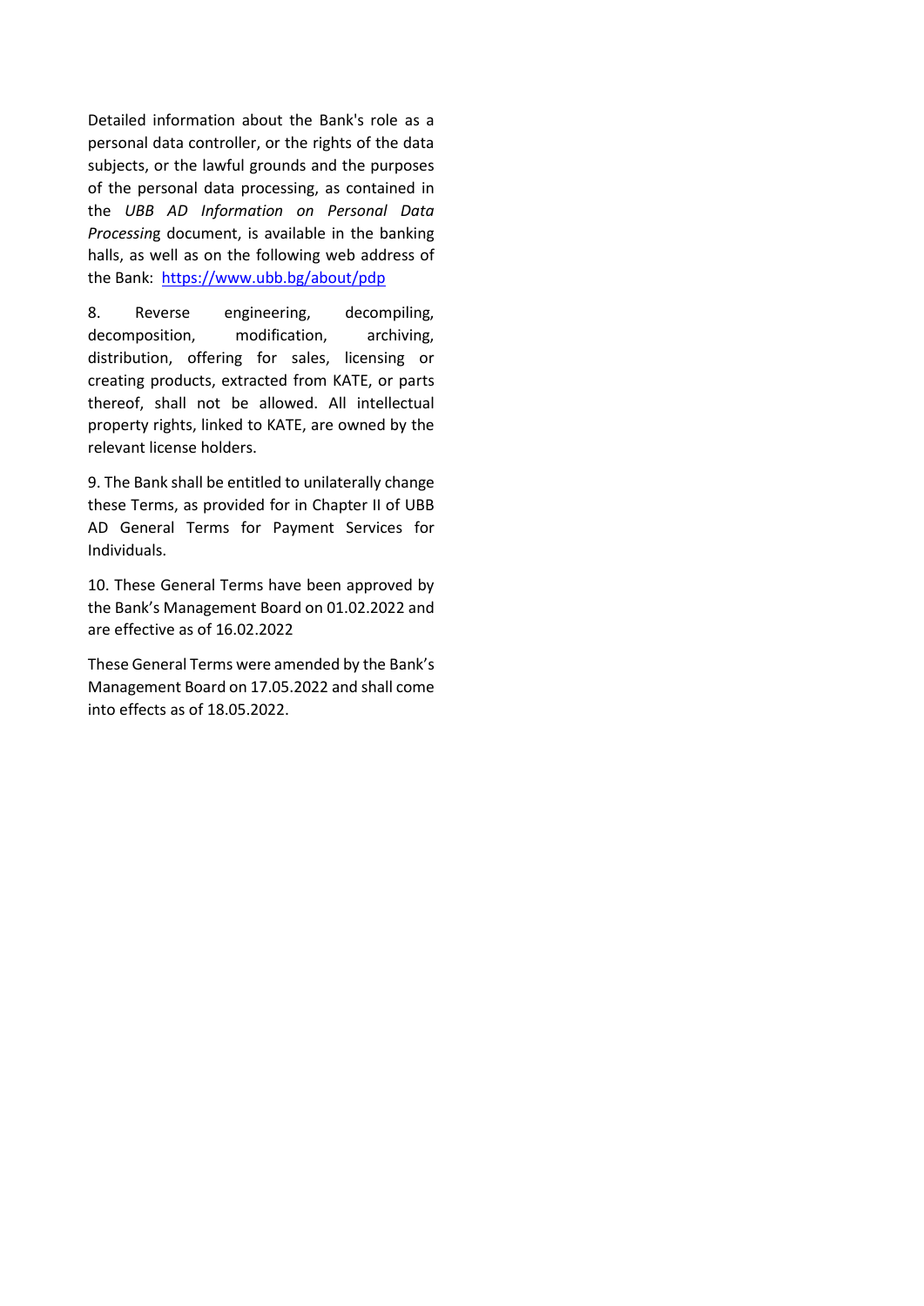Detailed information about the Bank's role as a personal data controller, or the rights of the data subjects, or the lawful grounds and the purposes of the personal data processing, as contained in the *UBB AD Information on Personal Data Processing* document, is available in the banking halls, as well as on the following web address of the Bank: [https://www.ubb.bg/about/pdp](https://www.ubb.bg/about/pdp)

8. Reverse engineering, decompiling, decomposition, modification, archiving, distribution, offering for sales, licensing or creating products, extracted from KATE, or parts thereof, shall not be allowed. All intellectual property rights, linked to KATE, are owned by the relevant license holders.

9. The Bank shall be entitled to unilaterally change these Terms, as provided for in Chapter II of UBB AD General Terms for Payment Services for Individuals.

10. These General Terms have been approved by the Bank's Management Board on 01.02.2022 and are effective as of 16.02.2022

These General Terms were amended by the Bank's Management Board on 17.05.2022 and shall come into effects as of 18.05.2022.